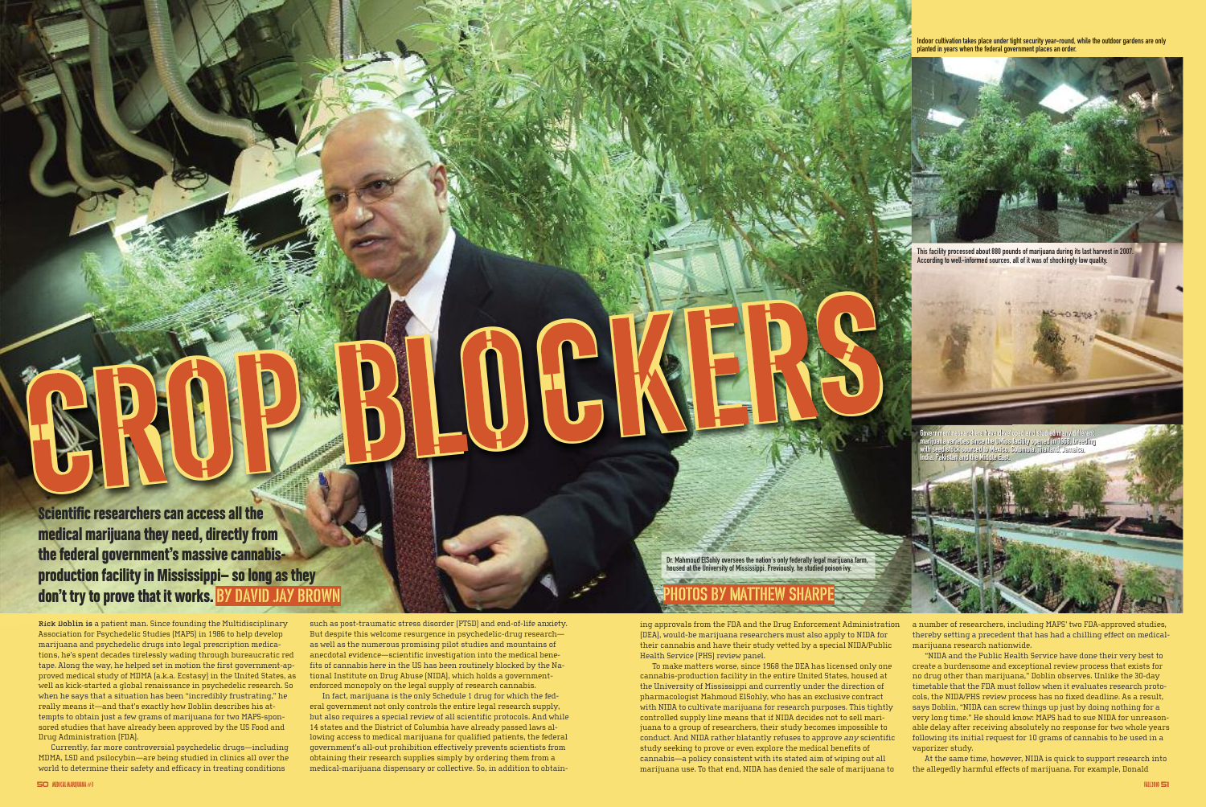# CROP BLOCKERS

**Scientific researchers can access all the medical marijuana they need, directly from the federal government's massive cannabis-production facility in Mississippi– so long as they don't try to prove that it works.** BY DAVID JAY BROWN

PHOTOS BY MATTHEW SHARPE

Dr. Mahmoud ElSohly oversees the nation's only federally legal marijuana farm, housed at the University of Mississippi. Previously, he studied poison ivy.

Indoor cultivation takes place under tight security year-round, while the outdoor gardens are only planted in years when the federal government places an order.

This facility processed about 880 pounds of marijuana during its last harvest in 2007. According to well-informed sources, all of it was of shockingly low quality.

Government researchers have developed and studied many different marijuana varieties since the Ole Miss facility opened in 1968, breeding with seed stock sourced to Mexico, Colombia, Thailand, Jamaica, India, Pakistan and the Middle East.

**Rick Doblin is** a patient man. Since founding the Multidisciplinary Association for Psychedelic Studies (MAPS) in 1986 to help develop marijuana and psychedelic drugs into legal prescription medications, he's spent decades tirelessly wading through bureaucratic red tape. Along the way, he helped set in motion the first government-approved medical study of MDMA (a.k.a. Ecstasy) in the United States, as well as kick-started a global renaissance in psychedelic research. So when he says that a situation has been "incredibly frustrating," he really means it—and that's exactly how Doblin describes his attempts to obtain just a few grams of marijuana for two MAPS-sponsored studies that have already been approved by the US Food and Drug Administration (FDA).

Currently, far more controversial psychedelic drugs—including MDMA, LSD and psilocybin—are being studied in clinics all over the world to determine their safety and efficacy in treating conditions such as post-traumatic stress disorder (PTSD) and end-of-life anxiety. But despite this welcome resurgence in psychedelic-drug research—as well as the numerous promising pilot studies and mountains of anecdotal evidence—scientific investigation into the medical benefits of cannabis here in the US has been routinely blocked by the National Institute on Drug Abuse (NIDA), which holds a government-enforced monopoly on the legal supply of research cannabis.

In fact, marijuana is the only Schedule 1 drug for which the federal government not only controls the entire legal research supply, but also requires a special review of all scientific protocols. And while 14 states and the District of Columbia have already passed laws allowing access to medical marijuana for qualified patients, the federal government's all-out prohibition effectively prevents scientists from obtaining their research supplies simply by ordering them from a medical-marijuana dispensary or collective. So, in addition to obtaining approvals from the FDA and the Drug Enforcement Administration (DEA), would-be marijuana researchers must also apply to NIDA for their cannabis and have their study vetted by a special NIDA/Public Health Service (PHS) review panel.

To make matters worse, since 1968 the DEA has licensed only one cannabis-production facility in the entire United States, housed at the University of Mississippi and currently under the direction of pharmacologist Mahmoud ElSohly, who has an exclusive contract with NIDA to cultivate marijuana for research purposes. This tightly controlled supply line means that if NIDA decides not to sell marijuana to a group of researchers, their study becomes impossible to conduct. And NIDA rather blatantly refuses to approve *any* scientific study seeking to prove or even explore the medical benefits of cannabis—a policy consistent with its stated aim of wiping out all marijuana use. To that end, NIDA has denied the sale of marijuana to a number of researchers, including MAPS' two FDA-approved studies, thereby setting a precedent that has had a chilling effect on medical-marijuana research nationwide.

"NIDA and the Public Health Service have done their very best to create a burdensome and exceptional review process that exists for no drug other than marijuana," Doblin observes. Unlike the 30-day timetable that the FDA must follow when it evaluates research protocols, the NIDA/PHS review process has no fixed deadline. As a result, says Doblin, "NIDA can screw things up just by doing nothing for a very long time." He should know: MAPS had to sue NIDA for unreasonable delay after receiving absolutely no response for two whole years following its initial request for 10 grams of cannabis to be used in a vaporizer study.

At the same time, however, NIDA is quick to support research into the allegedly harmful effects of marijuana. For example, Donald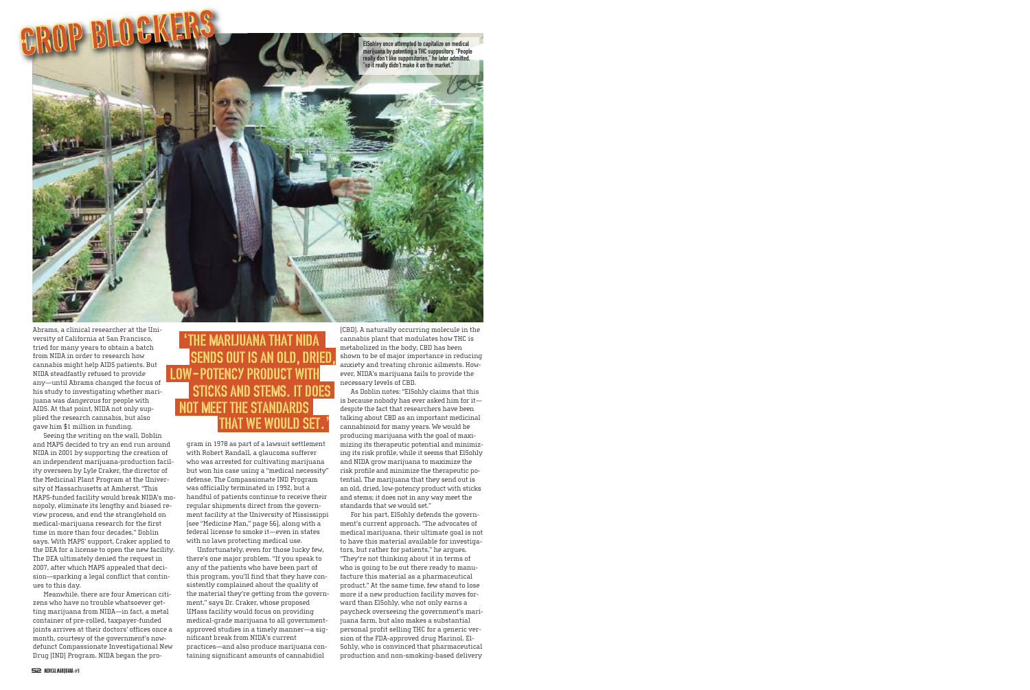ElSohley once attempted to capitalize on medical marijuana by patenting a THC suppository. "People really don't like suppositories," he later admitted, "so it really didn't make it on the market."

Abrams, a clinical researcher at the University of California at San Francisco, tried for many years to obtain a batch from NIDA in order to research how cannabis might help AIDS patients. But NIDA steadfastly refused to provide any—until Abrams changed the focus of his study to investigating whether marijuana was *dangerous* for people with AIDS. At that point, NIDA not only supplied the research cannabis, but also gave him $1 million in funding.

Seeing the writing on the wall, Doblin and MAPS decided to try an end run around NIDA in 2001 by supporting the creation of an independent marijuana-production facility overseen by Lyle Craker, the director of the Medicinal Plant Program at the University of Massachusetts at Amherst. "This MAPS-funded facility would break NIDA's monopoly, eliminate its lengthy and biased review process, and end the stranglehold on medical-marijuana research for the first time in more than four decades," Doblin says. With MAPS' support, Craker applied to the DEA for a license to open the new facility. The DEA ultimately denied the request in 2007, after which MAPS appealed that decision—sparking a legal conflict that continues to this day.

Meanwhile, there are four American citizens who have no trouble whatsoever getting marijuana from NIDA—in fact, a metal container of pre-rolled, taxpayer-funded joints arrives at their doctors' offices once a month, courtesy of the government's now-defunct Compassionate Investigational New Drug (IND) Program. NIDA began the program in 1978 as part of a lawsuit settlement with Robert Randall, a glaucoma sufferer who was arrested for cultivating marijuana but won his case using a "medical necessity" defense. The Compassionate IND Program was officially terminated in 1992, but a handful of patients continue to receive their regular shipments direct from the government facility at the University of Mississippi (see "Medicine Man," page 56), along with a federal license to smoke it—even in states with no laws protecting medical use.

> 'THE MARIJUANA THAT NIDA SENDS OUT IS AN OLD, DRIED, LOW-POTENCY PRODUCT WITH STICKS AND STEMS. IT DOES NOT MEET THE STANDARDS THAT WE WOULD SET.'

Unfortunately, even for those lucky few, there's one major problem. "If you speak to any of the patients who have been part of this program, you'll find that they have consistently complained about the quality of the material they're getting from the government," says Dr. Craker, whose proposed UMass facility would focus on providing medical-grade marijuana to all government-approved studies in a timely manner—a significant break from NIDA's current practices—and also produce marijuana containing significant amounts of cannabidiol (CBD). A naturally occurring molecule in the cannabis plant that modulates how THC is metabolized in the body, CBD has been shown to be of major importance in reducing anxiety and treating chronic ailments. However, NIDA's marijuana fails to provide the necessary levels of CBD.

As Doblin notes: "ElSohly claims that this is because nobody has ever asked him for it—despite the fact that researchers have been talking about CBD as an important medicinal cannabinoid for many years. We would be producing marijuana with the goal of maximizing its therapeutic potential and minimizing its risk profile, while it seems that ElSohly and NIDA grow marijuana to maximize the risk profile and minimize the therapeutic potential. The marijuana that they send out is an old, dried, low-potency product with sticks and stems; it does not in any way meet the standards that we would set."

For his part, ElSohly defends the government's current approach. "The advocates of medical marijuana, their ultimate goal is not to have this material available for investigators, but rather for patients," he argues. "They're not thinking about it in terms of who is going to be out there ready to manufacture this material as a pharmaceutical product." At the same time, few stand to lose more if a new production facility moves forward than ElSohly, who not only earns a paycheck overseeing the government's marijuana farm, but also makes a substantial personal profit selling THC for a generic version of the FDA-approved drug Marinol. ElSohly, who is convinced that pharmaceutical production and non-smoking-based delivery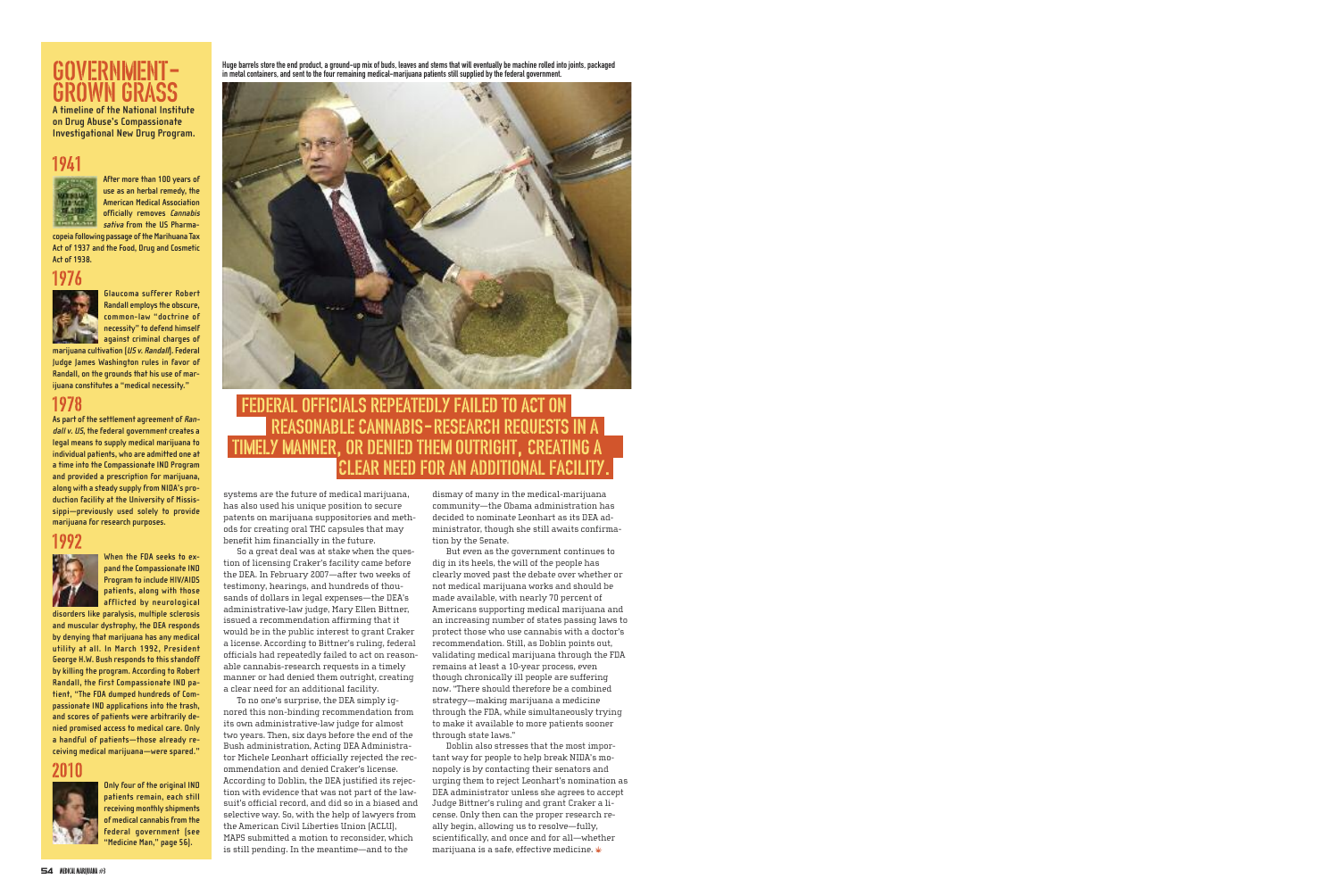# GOVERNMENT-GROWN GRASS

**A timeline of the National Institute on Drug Abuse's Compassionate Investigational New Drug Program.**

## 1941

After more than 100 years of use as an herbal remedy, the American Medical Association officially removes *Cannabis sativa* from the US Pharmacopeia following passage of the Marihuana Tax Act of 1937 and the Food, Drug and Cosmetic Act of 1938.

## 1976

Glaucoma sufferer Robert Randall employs the obscure, common-law "doctrine of necessity" to defend himself against criminal charges of marijuana cultivation (*US v. Randall*). Federal Judge James Washington rules in favor of Randall, on the grounds that his use of marijuana constitutes a "medical necessity."

## 1978

As part of the settlement agreement of *Randall v. US*, the federal government creates a legal means to supply medical marijuana to individual patients, who are admitted one at a time into the Compassionate IND Program and provided a prescription for marijuana, along with a steady supply from NIDA's production facility at the University of Mississippi—previously used solely to provide marijuana for research purposes.

## 1992

When the FDA seeks to expand the Compassionate IND Program to include HIV/AIDS patients, along with those afflicted by neurological disorders like paralysis, multiple sclerosis and muscular dystrophy, the DEA responds by denying that marijuana has any medical utility at all. In March 1992, President George H.W. Bush responds to this standoff by killing the program. According to Robert Randall, the first Compassionate IND patient, "The FDA dumped hundreds of Compassionate IND applications into the trash, and scores of patients were arbitrarily denied promised access to medical care. Only a handful of patients—those already receiving medical marijuana—were spared."

## 2010

Only four of the original IND patients remain, each still receiving monthly shipments of medical cannabis from the federal government (see "Medicine Man," page 56).

Huge barrels store the end product, a ground-up mix of buds, leaves and stems that will eventually be machine rolled into joints, packaged in metal containers, and sent to the four remaining medical-marijuana patients still supplied by the federal government.

**FEDERAL OFFICIALS REPEATEDLY FAILED TO ACT ON REASONABLE CANNABIS-RESEARCH REQUESTS IN A TIMELY MANNER, OR DENIED THEM OUTRIGHT, CREATING A CLEAR NEED FOR AN ADDITIONAL FACILITY.**

systems are the future of medical marijuana, has also used his unique position to secure patents on marijuana suppositories and methods for creating oral THC capsules that may benefit him financially in the future.

So a great deal was at stake when the question of licensing Craker's facility came before the DEA. In February 2007—after two weeks of testimony, hearings, and hundreds of thousands of dollars in legal expenses—the DEA's administrative-law judge, Mary Ellen Bittner, issued a recommendation affirming that it would be in the public interest to grant Craker a license. According to Bittner's ruling, federal officials had repeatedly failed to act on reasonable cannabis-research requests in a timely manner or had denied them outright, creating a clear need for an additional facility.

To no one's surprise, the DEA simply ignored this non-binding recommendation from its own administrative-law judge for almost two years. Then, six days before the end of the Bush administration, Acting DEA Administrator Michele Leonhart officially rejected the recommendation and denied Craker's license. According to Doblin, the DEA justified its rejection with evidence that was not part of the lawsuit's official record, and did so in a biased and selective way. So, with the help of lawyers from the American Civil Liberties Union (ACLU), MAPS submitted a motion to reconsider, which is still pending. In the meantime—and to the dismay of many in the medical-marijuana community—the Obama administration has decided to nominate Leonhart as its DEA administrator, though she still awaits confirmation by the Senate.

But even as the government continues to dig in its heels, the will of the people has clearly moved past the debate over whether or not medical marijuana works and should be made available, with nearly 70 percent of Americans supporting medical marijuana and an increasing number of states passing laws to protect those who use cannabis with a doctor's recommendation. Still, as Doblin points out, validating medical marijuana through the FDA remains at least a 10-year process, even though chronically ill people are suffering now. "There should therefore be a combined strategy—making marijuana a medicine through the FDA, while simultaneously trying to make it available to more patients sooner through state laws."

Doblin also stresses that the most important way for people to help break NIDA's monopoly is by contacting their senators and urging them to reject Leonhart's nomination as DEA administrator unless she agrees to accept Judge Bittner's ruling and grant Craker a license. Only then can the proper research really begin, allowing us to resolve—fully, scientifically, and once and for all—whether marijuana is a safe, effective medicine.